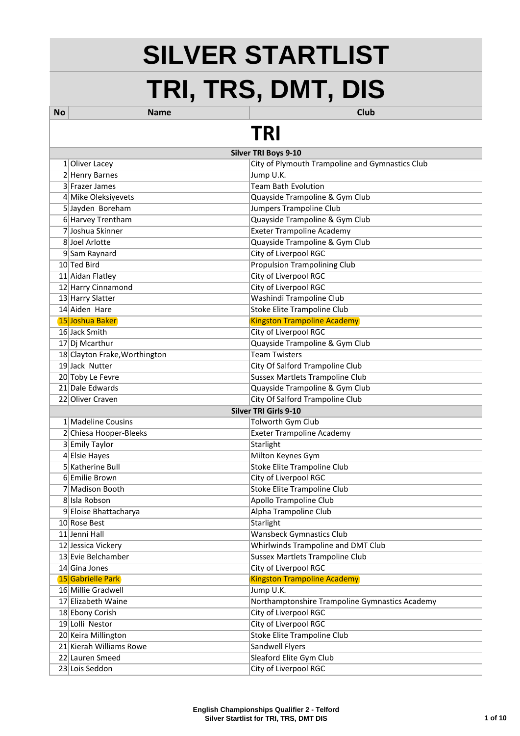# SILVER STARTLIST

# TRI, TRS, DMT, DIS

## TRI

| No | Name | Club |
|---|---|---|
| | **Silver TRI Boys 9-10** | |
| 1 | Oliver Lacey | City of Plymouth Trampoline and Gymnastics Club |
| 2 | Henry Barnes | Jump U.K. |
| 3 | Frazer James | Team Bath Evolution |
| 4 | Mike Oleksiyevets | Quayside Trampoline & Gym Club |
| 5 | Jayden Boreham | Jumpers Trampoline Club |
| 6 | Harvey Trentham | Quayside Trampoline & Gym Club |
| 7 | Joshua Skinner | Exeter Trampoline Academy |
| 8 | Joel Arlotte | Quayside Trampoline & Gym Club |
| 9 | Sam Raynard | City of Liverpool RGC |
| 10 | Ted Bird | Propulsion Trampolining Club |
| 11 | Aidan Flatley | City of Liverpool RGC |
| 12 | Harry Cinnamond | City of Liverpool RGC |
| 13 | Harry Slatter | Washindi Trampoline Club |
| 14 | Aiden Hare | Stoke Elite Trampoline Club |
| 15 | Joshua Baker | Kingston Trampoline Academy |
| 16 | Jack Smith | City of Liverpool RGC |
| 17 | Dj Mcarthur | Quayside Trampoline & Gym Club |
| 18 | Clayton Frake,Worthington | Team Twisters |
| 19 | Jack Nutter | City Of Salford Trampoline Club |
| 20 | Toby Le Fevre | Sussex Martlets Trampoline Club |
| 21 | Dale Edwards | Quayside Trampoline & Gym Club |
| 22 | Oliver Craven | City Of Salford Trampoline Club |
| | **Silver TRI Girls 9-10** | |
| 1 | Madeline Cousins | Tolworth Gym Club |
| 2 | Chiesa Hooper-Bleeks | Exeter Trampoline Academy |
| 3 | Emily Taylor | Starlight |
| 4 | Elsie Hayes | Milton Keynes Gym |
| 5 | Katherine Bull | Stoke Elite Trampoline Club |
| 6 | Emilie Brown | City of Liverpool RGC |
| 7 | Madison Booth | Stoke Elite Trampoline Club |
| 8 | Isla Robson | Apollo Trampoline Club |
| 9 | Eloise Bhattacharya | Alpha Trampoline Club |
| 10 | Rose Best | Starlight |
| 11 | Jenni Hall | Wansbeck Gymnastics Club |
| 12 | Jessica Vickery | Whirlwinds Trampoline and DMT Club |
| 13 | Evie Belchamber | Sussex Martlets Trampoline Club |
| 14 | Gina Jones | City of Liverpool RGC |
| 15 | Gabrielle Park | Kingston Trampoline Academy |
| 16 | Millie Gradwell | Jump U.K. |
| 17 | Elizabeth Waine | Northamptonshire Trampoline Gymnastics Academy |
| 18 | Ebony Corish | City of Liverpool RGC |
| 19 | Lolli Nestor | City of Liverpool RGC |
| 20 | Keira Millington | Stoke Elite Trampoline Club |
| 21 | Kierah Williams Rowe | Sandwell Flyers |
| 22 | Lauren Smeed | Sleaford Elite Gym Club |
| 23 | Lois Seddon | City of Liverpool RGC |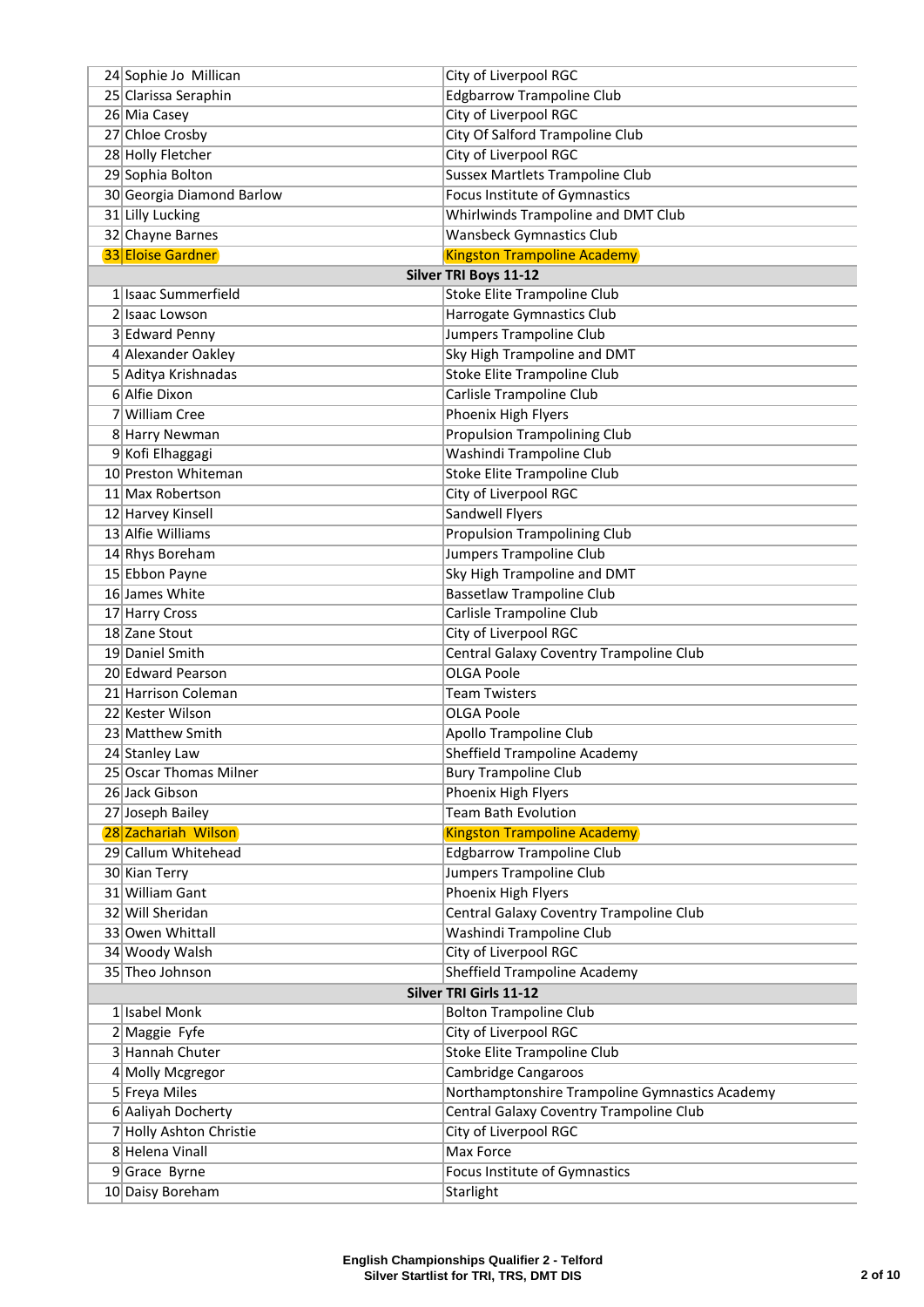| | | |
|---|---|---|
| 24 | Sophie Jo Millican | City of Liverpool RGC |
| 25 | Clarissa Seraphin | Edgbarrow Trampoline Club |
| 26 | Mia Casey | City of Liverpool RGC |
| 27 | Chloe Crosby | City Of Salford Trampoline Club |
| 28 | Holly Fletcher | City of Liverpool RGC |
| 29 | Sophia Bolton | Sussex Martlets Trampoline Club |
| 30 | Georgia Diamond Barlow | Focus Institute of Gymnastics |
| 31 | Lilly Lucking | Whirlwinds Trampoline and DMT Club |
| 32 | Chayne Barnes | Wansbeck Gymnastics Club |
| 33 | Eloise Gardner | Kingston Trampoline Academy |
| **Silver TRI Boys 11-12** | | |
| 1 | Isaac Summerfield | Stoke Elite Trampoline Club |
| 2 | Isaac Lowson | Harrogate Gymnastics Club |
| 3 | Edward Penny | Jumpers Trampoline Club |
| 4 | Alexander Oakley | Sky High Trampoline and DMT |
| 5 | Aditya Krishnadas | Stoke Elite Trampoline Club |
| 6 | Alfie Dixon | Carlisle Trampoline Club |
| 7 | William Cree | Phoenix High Flyers |
| 8 | Harry Newman | Propulsion Trampolining Club |
| 9 | Kofi Elhaggagi | Washindi Trampoline Club |
| 10 | Preston Whiteman | Stoke Elite Trampoline Club |
| 11 | Max Robertson | City of Liverpool RGC |
| 12 | Harvey Kinsell | Sandwell Flyers |
| 13 | Alfie Williams | Propulsion Trampolining Club |
| 14 | Rhys Boreham | Jumpers Trampoline Club |
| 15 | Ebbon Payne | Sky High Trampoline and DMT |
| 16 | James White | Bassetlaw Trampoline Club |
| 17 | Harry Cross | Carlisle Trampoline Club |
| 18 | Zane Stout | City of Liverpool RGC |
| 19 | Daniel Smith | Central Galaxy Coventry Trampoline Club |
| 20 | Edward Pearson | OLGA Poole |
| 21 | Harrison Coleman | Team Twisters |
| 22 | Kester Wilson | OLGA Poole |
| 23 | Matthew Smith | Apollo Trampoline Club |
| 24 | Stanley Law | Sheffield Trampoline Academy |
| 25 | Oscar Thomas Milner | Bury Trampoline Club |
| 26 | Jack Gibson | Phoenix High Flyers |
| 27 | Joseph Bailey | Team Bath Evolution |
| 28 | Zachariah Wilson | Kingston Trampoline Academy |
| 29 | Callum Whitehead | Edgbarrow Trampoline Club |
| 30 | Kian Terry | Jumpers Trampoline Club |
| 31 | William Gant | Phoenix High Flyers |
| 32 | Will Sheridan | Central Galaxy Coventry Trampoline Club |
| 33 | Owen Whittall | Washindi Trampoline Club |
| 34 | Woody Walsh | City of Liverpool RGC |
| 35 | Theo Johnson | Sheffield Trampoline Academy |
| **Silver TRI Girls 11-12** | | |
| 1 | Isabel Monk | Bolton Trampoline Club |
| 2 | Maggie Fyfe | City of Liverpool RGC |
| 3 | Hannah Chuter | Stoke Elite Trampoline Club |
| 4 | Molly Mcgregor | Cambridge Cangaroos |
| 5 | Freya Miles | Northamptonshire Trampoline Gymnastics Academy |
| 6 | Aaliyah Docherty | Central Galaxy Coventry Trampoline Club |
| 7 | Holly Ashton Christie | City of Liverpool RGC |
| 8 | Helena Vinall | Max Force |
| 9 | Grace Byrne | Focus Institute of Gymnastics |
| 10 | Daisy Boreham | Starlight |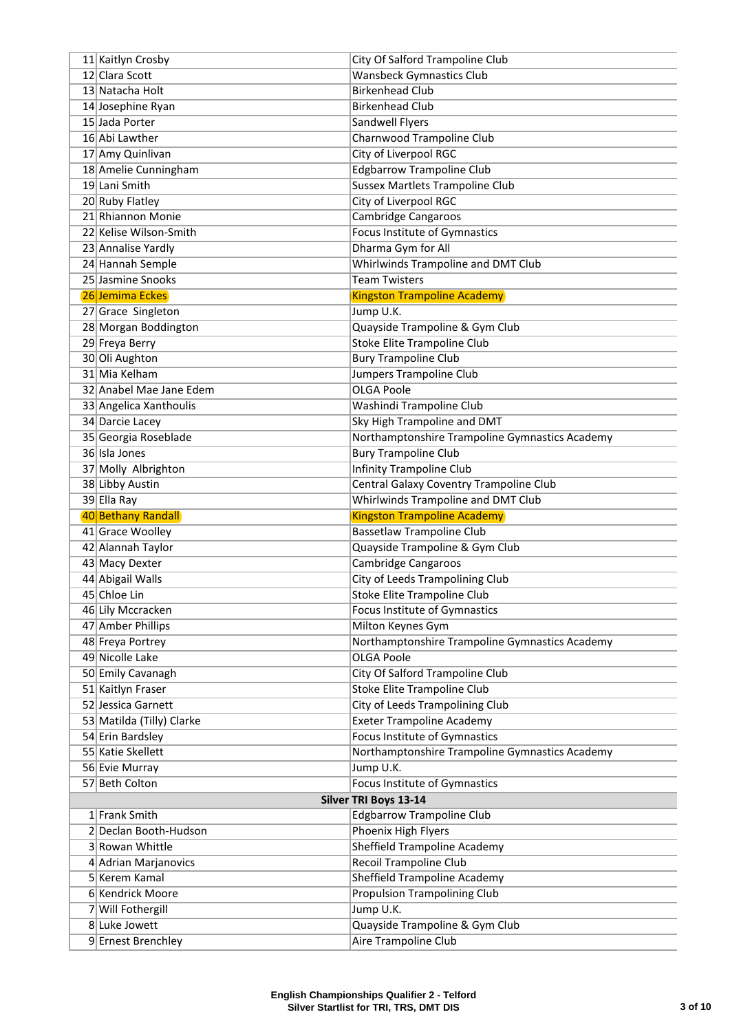| | | |
|---|---|---|
| 11 | Kaitlyn Crosby | City Of Salford Trampoline Club |
| 12 | Clara Scott | Wansbeck Gymnastics Club |
| 13 | Natacha Holt | Birkenhead Club |
| 14 | Josephine Ryan | Birkenhead Club |
| 15 | Jada Porter | Sandwell Flyers |
| 16 | Abi Lawther | Charnwood Trampoline Club |
| 17 | Amy Quinlivan | City of Liverpool RGC |
| 18 | Amelie Cunningham | Edgbarrow Trampoline Club |
| 19 | Lani Smith | Sussex Martlets Trampoline Club |
| 20 | Ruby Flatley | City of Liverpool RGC |
| 21 | Rhiannon Monie | Cambridge Cangaroos |
| 22 | Kelise Wilson-Smith | Focus Institute of Gymnastics |
| 23 | Annalise Yardly | Dharma Gym for All |
| 24 | Hannah Semple | Whirlwinds Trampoline and DMT Club |
| 25 | Jasmine Snooks | Team Twisters |
| 26 | Jemima Eckes | Kingston Trampoline Academy |
| 27 | Grace Singleton | Jump U.K. |
| 28 | Morgan Boddington | Quayside Trampoline & Gym Club |
| 29 | Freya Berry | Stoke Elite Trampoline Club |
| 30 | Oli Aughton | Bury Trampoline Club |
| 31 | Mia Kelham | Jumpers Trampoline Club |
| 32 | Anabel Mae Jane Edem | OLGA Poole |
| 33 | Angelica Xanthoulis | Washindi Trampoline Club |
| 34 | Darcie Lacey | Sky High Trampoline and DMT |
| 35 | Georgia Roseblade | Northamptonshire Trampoline Gymnastics Academy |
| 36 | Isla Jones | Bury Trampoline Club |
| 37 | Molly Albrighton | Infinity Trampoline Club |
| 38 | Libby Austin | Central Galaxy Coventry Trampoline Club |
| 39 | Ella Ray | Whirlwinds Trampoline and DMT Club |
| 40 | Bethany Randall | Kingston Trampoline Academy |
| 41 | Grace Woolley | Bassetlaw Trampoline Club |
| 42 | Alannah Taylor | Quayside Trampoline & Gym Club |
| 43 | Macy Dexter | Cambridge Cangaroos |
| 44 | Abigail Walls | City of Leeds Trampolining Club |
| 45 | Chloe Lin | Stoke Elite Trampoline Club |
| 46 | Lily Mccracken | Focus Institute of Gymnastics |
| 47 | Amber Phillips | Milton Keynes Gym |
| 48 | Freya Portrey | Northamptonshire Trampoline Gymnastics Academy |
| 49 | Nicolle Lake | OLGA Poole |
| 50 | Emily Cavanagh | City Of Salford Trampoline Club |
| 51 | Kaitlyn Fraser | Stoke Elite Trampoline Club |
| 52 | Jessica Garnett | City of Leeds Trampolining Club |
| 53 | Matilda (Tilly) Clarke | Exeter Trampoline Academy |
| 54 | Erin Bardsley | Focus Institute of Gymnastics |
| 55 | Katie Skellett | Northamptonshire Trampoline Gymnastics Academy |
| 56 | Evie Murray | Jump U.K. |
| 57 | Beth Colton | Focus Institute of Gymnastics |
| **Silver TRI Boys 13-14** | | |
| 1 | Frank Smith | Edgbarrow Trampoline Club |
| 2 | Declan Booth-Hudson | Phoenix High Flyers |
| 3 | Rowan Whittle | Sheffield Trampoline Academy |
| 4 | Adrian Marjanovics | Recoil Trampoline Club |
| 5 | Kerem Kamal | Sheffield Trampoline Academy |
| 6 | Kendrick Moore | Propulsion Trampolining Club |
| 7 | Will Fothergill | Jump U.K. |
| 8 | Luke Jowett | Quayside Trampoline & Gym Club |
| 9 | Ernest Brenchley | Aire Trampoline Club |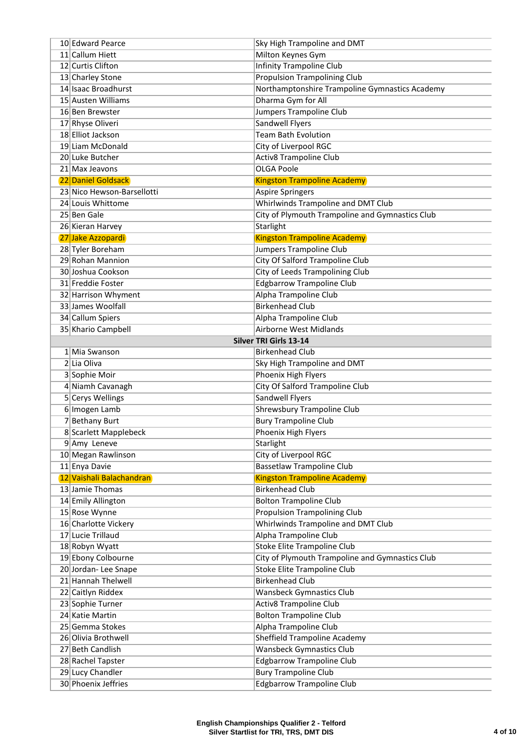| | | |
|---|---|---|
| 10 | Edward Pearce | Sky High Trampoline and DMT |
| 11 | Callum Hiett | Milton Keynes Gym |
| 12 | Curtis Clifton | Infinity Trampoline Club |
| 13 | Charley Stone | Propulsion Trampolining Club |
| 14 | Isaac Broadhurst | Northamptonshire Trampoline Gymnastics Academy |
| 15 | Austen Williams | Dharma Gym for All |
| 16 | Ben Brewster | Jumpers Trampoline Club |
| 17 | Rhyse Oliveri | Sandwell Flyers |
| 18 | Elliot Jackson | Team Bath Evolution |
| 19 | Liam McDonald | City of Liverpool RGC |
| 20 | Luke Butcher | Activ8 Trampoline Club |
| 21 | Max Jeavons | OLGA Poole |
| 22 | Daniel Goldsack | Kingston Trampoline Academy |
| 23 | Nico Hewson-Barsellotti | Aspire Springers |
| 24 | Louis Whittome | Whirlwinds Trampoline and DMT Club |
| 25 | Ben Gale | City of Plymouth Trampoline and Gymnastics Club |
| 26 | Kieran Harvey | Starlight |
| 27 | Jake Azzopardi | Kingston Trampoline Academy |
| 28 | Tyler Boreham | Jumpers Trampoline Club |
| 29 | Rohan Mannion | City Of Salford Trampoline Club |
| 30 | Joshua Cookson | City of Leeds Trampolining Club |
| 31 | Freddie Foster | Edgbarrow Trampoline Club |
| 32 | Harrison Whyment | Alpha Trampoline Club |
| 33 | James Woolfall | Birkenhead Club |
| 34 | Callum Spiers | Alpha Trampoline Club |
| 35 | Khario Campbell | Airborne West Midlands |
| | **Silver TRI Girls 13-14** | |
| 1 | Mia Swanson | Birkenhead Club |
| 2 | Lia Oliva | Sky High Trampoline and DMT |
| 3 | Sophie Moir | Phoenix High Flyers |
| 4 | Niamh Cavanagh | City Of Salford Trampoline Club |
| 5 | Cerys Wellings | Sandwell Flyers |
| 6 | Imogen Lamb | Shrewsbury Trampoline Club |
| 7 | Bethany Burt | Bury Trampoline Club |
| 8 | Scarlett Mapplebeck | Phoenix High Flyers |
| 9 | Amy Leneve | Starlight |
| 10 | Megan Rawlinson | City of Liverpool RGC |
| 11 | Enya Davie | Bassetlaw Trampoline Club |
| 12 | Vaishali Balachandran | Kingston Trampoline Academy |
| 13 | Jamie Thomas | Birkenhead Club |
| 14 | Emily Allington | Bolton Trampoline Club |
| 15 | Rose Wynne | Propulsion Trampolining Club |
| 16 | Charlotte Vickery | Whirlwinds Trampoline and DMT Club |
| 17 | Lucie Trillaud | Alpha Trampoline Club |
| 18 | Robyn Wyatt | Stoke Elite Trampoline Club |
| 19 | Ebony Colbourne | City of Plymouth Trampoline and Gymnastics Club |
| 20 | Jordan- Lee Snape | Stoke Elite Trampoline Club |
| 21 | Hannah Thelwell | Birkenhead Club |
| 22 | Caitlyn Riddex | Wansbeck Gymnastics Club |
| 23 | Sophie Turner | Activ8 Trampoline Club |
| 24 | Katie Martin | Bolton Trampoline Club |
| 25 | Gemma Stokes | Alpha Trampoline Club |
| 26 | Olivia Brothwell | Sheffield Trampoline Academy |
| 27 | Beth Candlish | Wansbeck Gymnastics Club |
| 28 | Rachel Tapster | Edgbarrow Trampoline Club |
| 29 | Lucy Chandler | Bury Trampoline Club |
| 30 | Phoenix Jeffries | Edgbarrow Trampoline Club |

**English Championships Qualifier 2 - Telford**
**Silver Startlist for TRI, TRS, DMT DIS**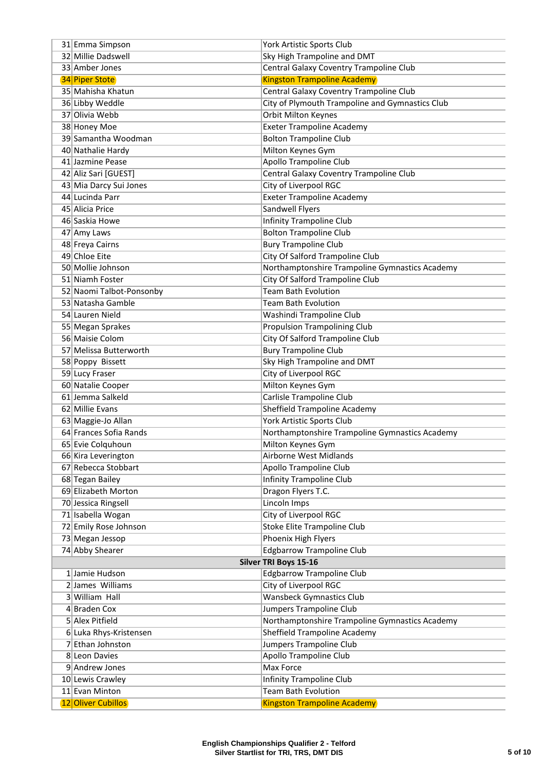| | | |
|---|---|---|
| 31 | Emma Simpson | York Artistic Sports Club |
| 32 | Millie Dadswell | Sky High Trampoline and DMT |
| 33 | Amber Jones | Central Galaxy Coventry Trampoline Club |
| 34 | Piper Stote | Kingston Trampoline Academy |
| 35 | Mahisha Khatun | Central Galaxy Coventry Trampoline Club |
| 36 | Libby Weddle | City of Plymouth Trampoline and Gymnastics Club |
| 37 | Olivia Webb | Orbit Milton Keynes |
| 38 | Honey Moe | Exeter Trampoline Academy |
| 39 | Samantha Woodman | Bolton Trampoline Club |
| 40 | Nathalie Hardy | Milton Keynes Gym |
| 41 | Jazmine Pease | Apollo Trampoline Club |
| 42 | Aliz Sari [GUEST] | Central Galaxy Coventry Trampoline Club |
| 43 | Mia Darcy Sui Jones | City of Liverpool RGC |
| 44 | Lucinda Parr | Exeter Trampoline Academy |
| 45 | Alicia Price | Sandwell Flyers |
| 46 | Saskia Howe | Infinity Trampoline Club |
| 47 | Amy Laws | Bolton Trampoline Club |
| 48 | Freya Cairns | Bury Trampoline Club |
| 49 | Chloe Eite | City Of Salford Trampoline Club |
| 50 | Mollie Johnson | Northamptonshire Trampoline Gymnastics Academy |
| 51 | Niamh Foster | City Of Salford Trampoline Club |
| 52 | Naomi Talbot-Ponsonby | Team Bath Evolution |
| 53 | Natasha Gamble | Team Bath Evolution |
| 54 | Lauren Nield | Washindi Trampoline Club |
| 55 | Megan Sprakes | Propulsion Trampolining Club |
| 56 | Maisie Colom | City Of Salford Trampoline Club |
| 57 | Melissa Butterworth | Bury Trampoline Club |
| 58 | Poppy Bissett | Sky High Trampoline and DMT |
| 59 | Lucy Fraser | City of Liverpool RGC |
| 60 | Natalie Cooper | Milton Keynes Gym |
| 61 | Jemma Salkeld | Carlisle Trampoline Club |
| 62 | Millie Evans | Sheffield Trampoline Academy |
| 63 | Maggie-Jo Allan | York Artistic Sports Club |
| 64 | Frances Sofia Rands | Northamptonshire Trampoline Gymnastics Academy |
| 65 | Evie Colquhoun | Milton Keynes Gym |
| 66 | Kira Leverington | Airborne West Midlands |
| 67 | Rebecca Stobbart | Apollo Trampoline Club |
| 68 | Tegan Bailey | Infinity Trampoline Club |
| 69 | Elizabeth Morton | Dragon Flyers T.C. |
| 70 | Jessica Ringsell | Lincoln Imps |
| 71 | Isabella Wogan | City of Liverpool RGC |
| 72 | Emily Rose Johnson | Stoke Elite Trampoline Club |
| 73 | Megan Jessop | Phoenix High Flyers |
| 74 | Abby Shearer | Edgbarrow Trampoline Club |
| | **Silver TRI Boys 15-16** | |
| 1 | Jamie Hudson | Edgbarrow Trampoline Club |
| 2 | James Williams | City of Liverpool RGC |
| 3 | William Hall | Wansbeck Gymnastics Club |
| 4 | Braden Cox | Jumpers Trampoline Club |
| 5 | Alex Pitfield | Northamptonshire Trampoline Gymnastics Academy |
| 6 | Luka Rhys-Kristensen | Sheffield Trampoline Academy |
| 7 | Ethan Johnston | Jumpers Trampoline Club |
| 8 | Leon Davies | Apollo Trampoline Club |
| 9 | Andrew Jones | Max Force |
| 10 | Lewis Crawley | Infinity Trampoline Club |
| 11 | Evan Minton | Team Bath Evolution |
| 12 | Oliver Cubillos | Kingston Trampoline Academy |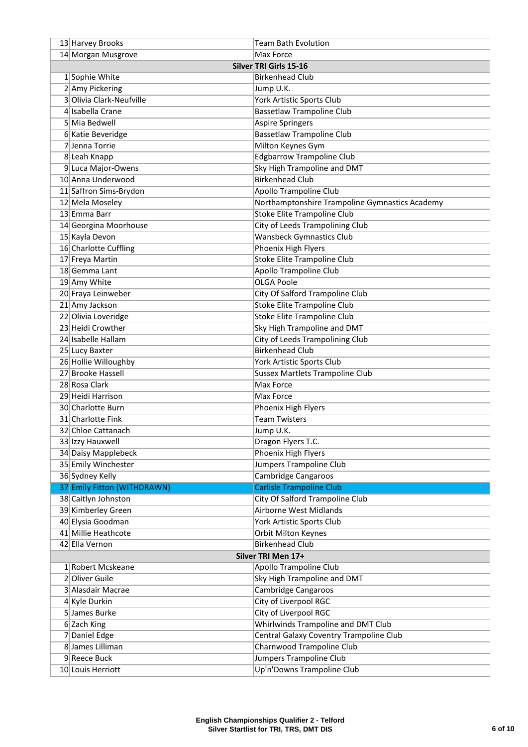| | | |
|---|---|---|
| 13 | Harvey Brooks | Team Bath Evolution |
| 14 | Morgan Musgrove | Max Force |
| **Silver TRI Girls 15-16** | | |
| 1 | Sophie White | Birkenhead Club |
| 2 | Amy Pickering | Jump U.K. |
| 3 | Olivia Clark-Neufville | York Artistic Sports Club |
| 4 | Isabella Crane | Bassetlaw Trampoline Club |
| 5 | Mia Bedwell | Aspire Springers |
| 6 | Katie Beveridge | Bassetlaw Trampoline Club |
| 7 | Jenna Torrie | Milton Keynes Gym |
| 8 | Leah Knapp | Edgbarrow Trampoline Club |
| 9 | Luca Major-Owens | Sky High Trampoline and DMT |
| 10 | Anna Underwood | Birkenhead Club |
| 11 | Saffron Sims-Brydon | Apollo Trampoline Club |
| 12 | Mela Moseley | Northamptonshire Trampoline Gymnastics Academy |
| 13 | Emma Barr | Stoke Elite Trampoline Club |
| 14 | Georgina Moorhouse | City of Leeds Trampolining Club |
| 15 | Kayla Devon | Wansbeck Gymnastics Club |
| 16 | Charlotte Cuffling | Phoenix High Flyers |
| 17 | Freya Martin | Stoke Elite Trampoline Club |
| 18 | Gemma Lant | Apollo Trampoline Club |
| 19 | Amy White | OLGA Poole |
| 20 | Fraya Leinweber | City Of Salford Trampoline Club |
| 21 | Amy Jackson | Stoke Elite Trampoline Club |
| 22 | Olivia Loveridge | Stoke Elite Trampoline Club |
| 23 | Heidi Crowther | Sky High Trampoline and DMT |
| 24 | Isabelle Hallam | City of Leeds Trampolining Club |
| 25 | Lucy Baxter | Birkenhead Club |
| 26 | Hollie Willoughby | York Artistic Sports Club |
| 27 | Brooke Hassell | Sussex Martlets Trampoline Club |
| 28 | Rosa Clark | Max Force |
| 29 | Heidi Harrison | Max Force |
| 30 | Charlotte Burn | Phoenix High Flyers |
| 31 | Charlotte Fink | Team Twisters |
| 32 | Chloe Cattanach | Jump U.K. |
| 33 | Izzy Hauxwell | Dragon Flyers T.C. |
| 34 | Daisy Mapplebeck | Phoenix High Flyers |
| 35 | Emily Winchester | Jumpers Trampoline Club |
| 36 | Sydney Kelly | Cambridge Cangaroos |
| 37 | Emily Fitton (WITHDRAWN) | Carlisle Trampoline Club |
| 38 | Caitlyn Johnston | City Of Salford Trampoline Club |
| 39 | Kimberley Green | Airborne West Midlands |
| 40 | Elysia Goodman | York Artistic Sports Club |
| 41 | Millie Heathcote | Orbit Milton Keynes |
| 42 | Ella Vernon | Birkenhead Club |
| **Silver TRI Men 17+** | | |
| 1 | Robert Mcskeane | Apollo Trampoline Club |
| 2 | Oliver Guile | Sky High Trampoline and DMT |
| 3 | Alasdair Macrae | Cambridge Cangaroos |
| 4 | Kyle Durkin | City of Liverpool RGC |
| 5 | James Burke | City of Liverpool RGC |
| 6 | Zach King | Whirlwinds Trampoline and DMT Club |
| 7 | Daniel Edge | Central Galaxy Coventry Trampoline Club |
| 8 | James Lilliman | Charnwood Trampoline Club |
| 9 | Reece Buck | Jumpers Trampoline Club |
| 10 | Louis Herriott | Up'n'Downs Trampoline Club |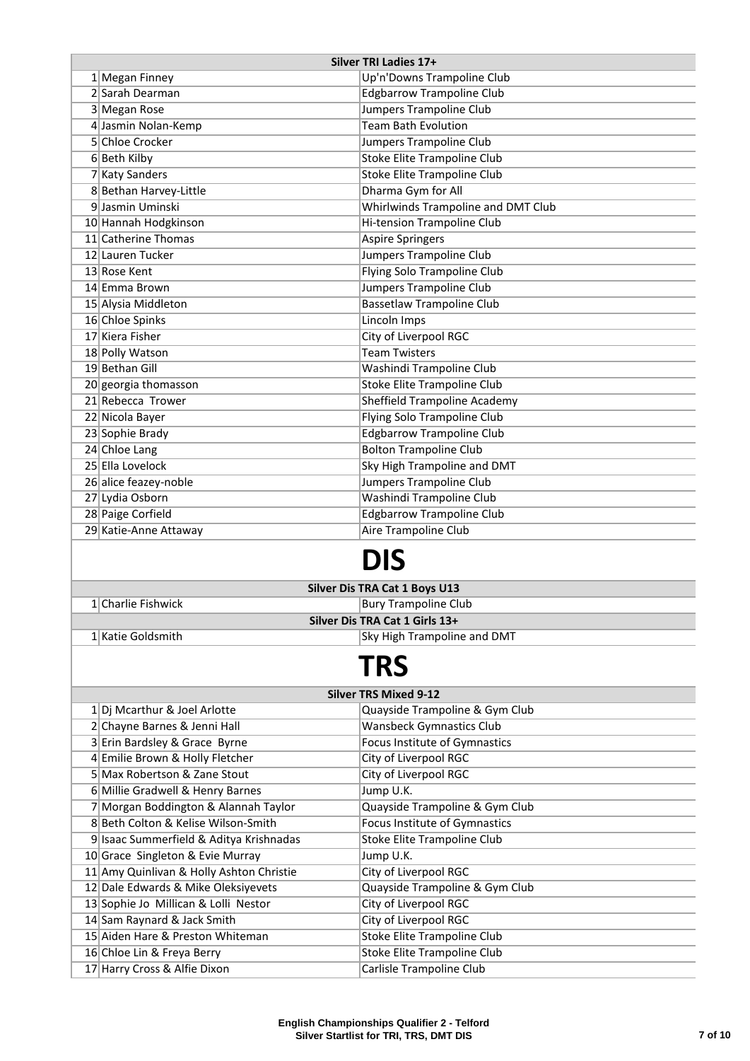| Silver TRI Ladies 17+ | | |
|---|---|---|
| 1 | Megan Finney | Up'n'Downs Trampoline Club |
| 2 | Sarah Dearman | Edgbarrow Trampoline Club |
| 3 | Megan Rose | Jumpers Trampoline Club |
| 4 | Jasmin Nolan-Kemp | Team Bath Evolution |
| 5 | Chloe Crocker | Jumpers Trampoline Club |
| 6 | Beth Kilby | Stoke Elite Trampoline Club |
| 7 | Katy Sanders | Stoke Elite Trampoline Club |
| 8 | Bethan Harvey-Little | Dharma Gym for All |
| 9 | Jasmin Uminski | Whirlwinds Trampoline and DMT Club |
| 10 | Hannah Hodgkinson | Hi-tension Trampoline Club |
| 11 | Catherine Thomas | Aspire Springers |
| 12 | Lauren Tucker | Jumpers Trampoline Club |
| 13 | Rose Kent | Flying Solo Trampoline Club |
| 14 | Emma Brown | Jumpers Trampoline Club |
| 15 | Alysia Middleton | Bassetlaw Trampoline Club |
| 16 | Chloe Spinks | Lincoln Imps |
| 17 | Kiera Fisher | City of Liverpool RGC |
| 18 | Polly Watson | Team Twisters |
| 19 | Bethan Gill | Washindi Trampoline Club |
| 20 | georgia thomasson | Stoke Elite Trampoline Club |
| 21 | Rebecca Trower | Sheffield Trampoline Academy |
| 22 | Nicola Bayer | Flying Solo Trampoline Club |
| 23 | Sophie Brady | Edgbarrow Trampoline Club |
| 24 | Chloe Lang | Bolton Trampoline Club |
| 25 | Ella Lovelock | Sky High Trampoline and DMT |
| 26 | alice feazey-noble | Jumpers Trampoline Club |
| 27 | Lydia Osborn | Washindi Trampoline Club |
| 28 | Paige Corfield | Edgbarrow Trampoline Club |
| 29 | Katie-Anne Attaway | Aire Trampoline Club |

# DIS

| Silver Dis TRA Cat 1 Boys U13 | | |
|---|---|---|
| 1 | Charlie Fishwick | Bury Trampoline Club |

| Silver Dis TRA Cat 1 Girls 13+ | | |
|---|---|---|
| 1 | Katie Goldsmith | Sky High Trampoline and DMT |

# TRS

| Silver TRS Mixed 9-12 | | |
|---|---|---|
| 1 | Dj Mcarthur & Joel Arlotte | Quayside Trampoline & Gym Club |
| 2 | Chayne Barnes & Jenni Hall | Wansbeck Gymnastics Club |
| 3 | Erin Bardsley & Grace Byrne | Focus Institute of Gymnastics |
| 4 | Emilie Brown & Holly Fletcher | City of Liverpool RGC |
| 5 | Max Robertson & Zane Stout | City of Liverpool RGC |
| 6 | Millie Gradwell & Henry Barnes | Jump U.K. |
| 7 | Morgan Boddington & Alannah Taylor | Quayside Trampoline & Gym Club |
| 8 | Beth Colton & Kelise Wilson-Smith | Focus Institute of Gymnastics |
| 9 | Isaac Summerfield & Aditya Krishnadas | Stoke Elite Trampoline Club |
| 10 | Grace Singleton & Evie Murray | Jump U.K. |
| 11 | Amy Quinlivan & Holly Ashton Christie | City of Liverpool RGC |
| 12 | Dale Edwards & Mike Oleksiyevets | Quayside Trampoline & Gym Club |
| 13 | Sophie Jo Millican & Lolli Nestor | City of Liverpool RGC |
| 14 | Sam Raynard & Jack Smith | City of Liverpool RGC |
| 15 | Aiden Hare & Preston Whiteman | Stoke Elite Trampoline Club |
| 16 | Chloe Lin & Freya Berry | Stoke Elite Trampoline Club |
| 17 | Harry Cross & Alfie Dixon | Carlisle Trampoline Club |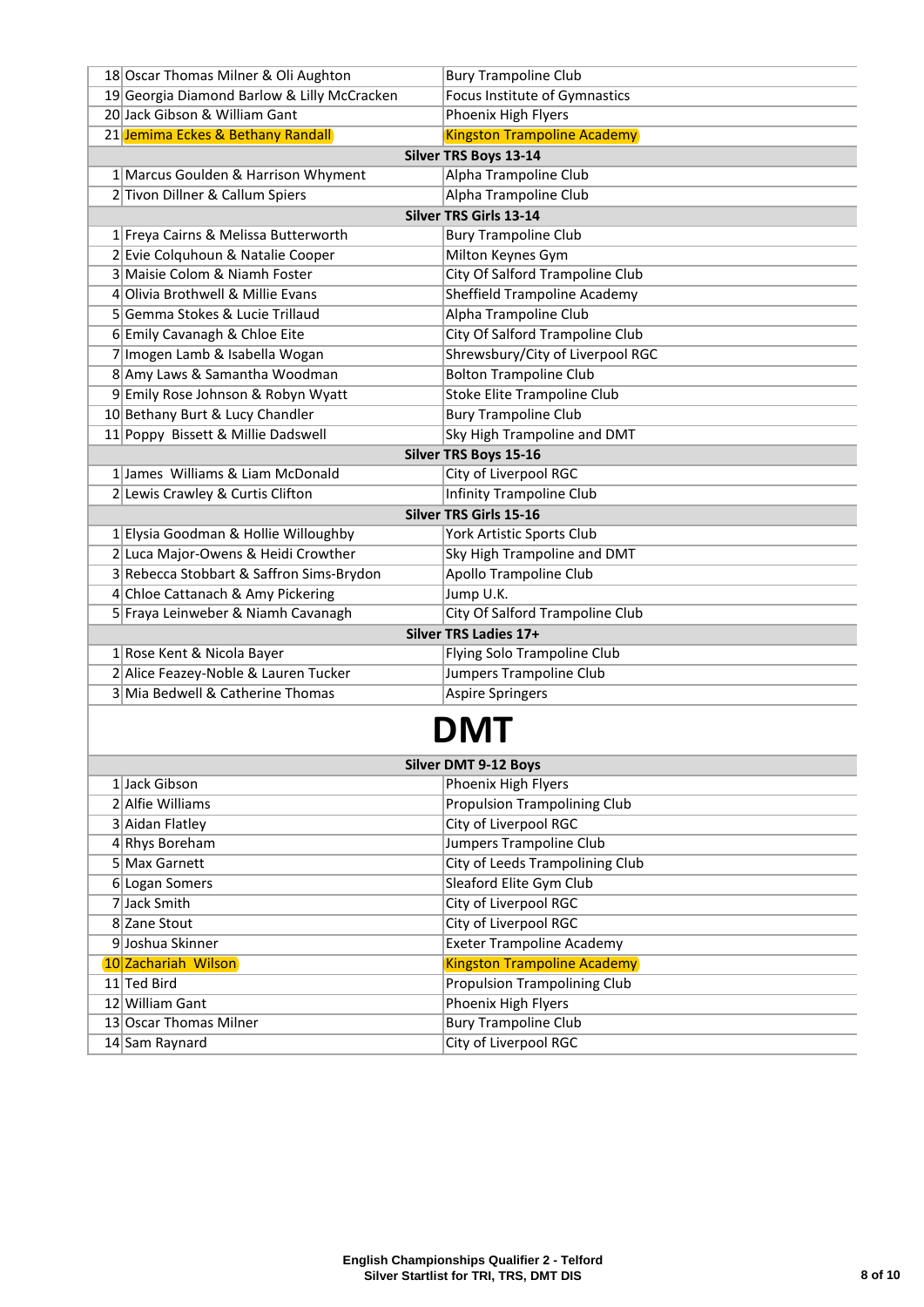| | | |
|---|---|---|
| 18 | Oscar Thomas Milner & Oli Aughton | Bury Trampoline Club |
| 19 | Georgia Diamond Barlow & Lilly McCracken | Focus Institute of Gymnastics |
| 20 | Jack Gibson & William Gant | Phoenix High Flyers |
| 21 | Jemima Eckes & Bethany Randall | Kingston Trampoline Academy |
| **Silver TRS Boys 13-14** | | |
| 1 | Marcus Goulden & Harrison Whyment | Alpha Trampoline Club |
| 2 | Tivon Dillner & Callum Spiers | Alpha Trampoline Club |
| **Silver TRS Girls 13-14** | | |
| 1 | Freya Cairns & Melissa Butterworth | Bury Trampoline Club |
| 2 | Evie Colquhoun & Natalie Cooper | Milton Keynes Gym |
| 3 | Maisie Colom & Niamh Foster | City Of Salford Trampoline Club |
| 4 | Olivia Brothwell & Millie Evans | Sheffield Trampoline Academy |
| 5 | Gemma Stokes & Lucie Trillaud | Alpha Trampoline Club |
| 6 | Emily Cavanagh & Chloe Eite | City Of Salford Trampoline Club |
| 7 | Imogen Lamb & Isabella Wogan | Shrewsbury/City of Liverpool RGC |
| 8 | Amy Laws & Samantha Woodman | Bolton Trampoline Club |
| 9 | Emily Rose Johnson & Robyn Wyatt | Stoke Elite Trampoline Club |
| 10 | Bethany Burt & Lucy Chandler | Bury Trampoline Club |
| 11 | Poppy Bissett & Millie Dadswell | Sky High Trampoline and DMT |
| **Silver TRS Boys 15-16** | | |
| 1 | James Williams & Liam McDonald | City of Liverpool RGC |
| 2 | Lewis Crawley & Curtis Clifton | Infinity Trampoline Club |
| **Silver TRS Girls 15-16** | | |
| 1 | Elysia Goodman & Hollie Willoughby | York Artistic Sports Club |
| 2 | Luca Major-Owens & Heidi Crowther | Sky High Trampoline and DMT |
| 3 | Rebecca Stobbart & Saffron Sims-Brydon | Apollo Trampoline Club |
| 4 | Chloe Cattanach & Amy Pickering | Jump U.K. |
| 5 | Fraya Leinweber & Niamh Cavanagh | City Of Salford Trampoline Club |
| **Silver TRS Ladies 17+** | | |
| 1 | Rose Kent & Nicola Bayer | Flying Solo Trampoline Club |
| 2 | Alice Feazey-Noble & Lauren Tucker | Jumpers Trampoline Club |
| 3 | Mia Bedwell & Catherine Thomas | Aspire Springers |

# DMT

| | | |
|---|---|---|
| **Silver DMT 9-12 Boys** | | |
| 1 | Jack Gibson | Phoenix High Flyers |
| 2 | Alfie Williams | Propulsion Trampolining Club |
| 3 | Aidan Flatley | City of Liverpool RGC |
| 4 | Rhys Boreham | Jumpers Trampoline Club |
| 5 | Max Garnett | City of Leeds Trampolining Club |
| 6 | Logan Somers | Sleaford Elite Gym Club |
| 7 | Jack Smith | City of Liverpool RGC |
| 8 | Zane Stout | City of Liverpool RGC |
| 9 | Joshua Skinner | Exeter Trampoline Academy |
| 10 | Zachariah Wilson | Kingston Trampoline Academy |
| 11 | Ted Bird | Propulsion Trampolining Club |
| 12 | William Gant | Phoenix High Flyers |
| 13 | Oscar Thomas Milner | Bury Trampoline Club |
| 14 | Sam Raynard | City of Liverpool RGC |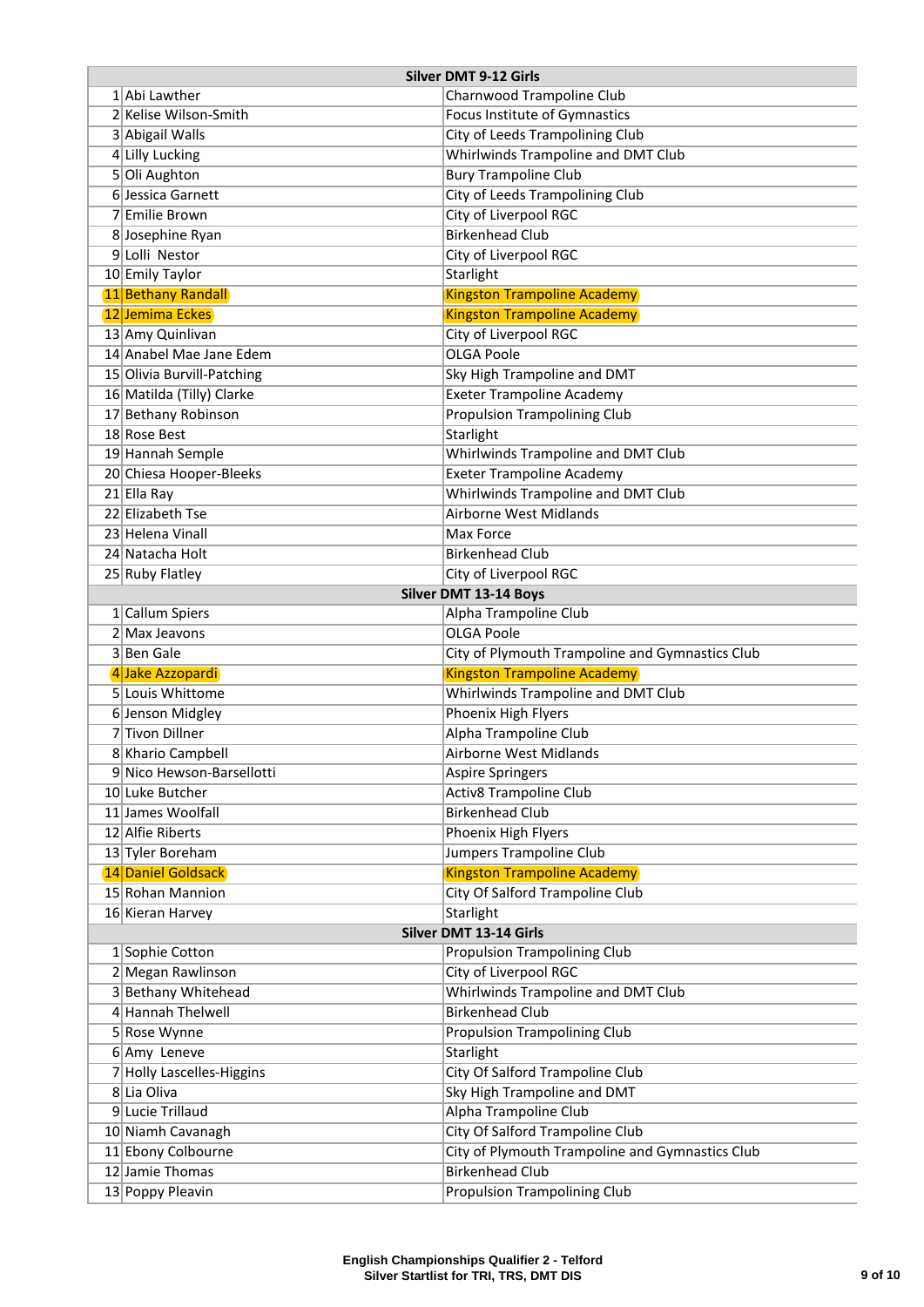| Silver DMT 9-12 Girls | | |
|---|---|---|
| 1 | Abi Lawther | Charnwood Trampoline Club |
| 2 | Kelise Wilson-Smith | Focus Institute of Gymnastics |
| 3 | Abigail Walls | City of Leeds Trampolining Club |
| 4 | Lilly Lucking | Whirlwinds Trampoline and DMT Club |
| 5 | Oli Aughton | Bury Trampoline Club |
| 6 | Jessica Garnett | City of Leeds Trampolining Club |
| 7 | Emilie Brown | City of Liverpool RGC |
| 8 | Josephine Ryan | Birkenhead Club |
| 9 | Lolli Nestor | City of Liverpool RGC |
| 10 | Emily Taylor | Starlight |
| 11 | Bethany Randall | Kingston Trampoline Academy |
| 12 | Jemima Eckes | Kingston Trampoline Academy |
| 13 | Amy Quinlivan | City of Liverpool RGC |
| 14 | Anabel Mae Jane Edem | OLGA Poole |
| 15 | Olivia Burvill-Patching | Sky High Trampoline and DMT |
| 16 | Matilda (Tilly) Clarke | Exeter Trampoline Academy |
| 17 | Bethany Robinson | Propulsion Trampolining Club |
| 18 | Rose Best | Starlight |
| 19 | Hannah Semple | Whirlwinds Trampoline and DMT Club |
| 20 | Chiesa Hooper-Bleeks | Exeter Trampoline Academy |
| 21 | Ella Ray | Whirlwinds Trampoline and DMT Club |
| 22 | Elizabeth Tse | Airborne West Midlands |
| 23 | Helena Vinall | Max Force |
| 24 | Natacha Holt | Birkenhead Club |
| 25 | Ruby Flatley | City of Liverpool RGC |

| Silver DMT 13-14 Boys | | |
|---|---|---|
| 1 | Callum Spiers | Alpha Trampoline Club |
| 2 | Max Jeavons | OLGA Poole |
| 3 | Ben Gale | City of Plymouth Trampoline and Gymnastics Club |
| 4 | Jake Azzopardi | Kingston Trampoline Academy |
| 5 | Louis Whittome | Whirlwinds Trampoline and DMT Club |
| 6 | Jenson Midgley | Phoenix High Flyers |
| 7 | Tivon Dillner | Alpha Trampoline Club |
| 8 | Khario Campbell | Airborne West Midlands |
| 9 | Nico Hewson-Barsellotti | Aspire Springers |
| 10 | Luke Butcher | Activ8 Trampoline Club |
| 11 | James Woolfall | Birkenhead Club |
| 12 | Alfie Riberts | Phoenix High Flyers |
| 13 | Tyler Boreham | Jumpers Trampoline Club |
| 14 | Daniel Goldsack | Kingston Trampoline Academy |
| 15 | Rohan Mannion | City Of Salford Trampoline Club |
| 16 | Kieran Harvey | Starlight |

| Silver DMT 13-14 Girls | | |
|---|---|---|
| 1 | Sophie Cotton | Propulsion Trampolining Club |
| 2 | Megan Rawlinson | City of Liverpool RGC |
| 3 | Bethany Whitehead | Whirlwinds Trampoline and DMT Club |
| 4 | Hannah Thelwell | Birkenhead Club |
| 5 | Rose Wynne | Propulsion Trampolining Club |
| 6 | Amy Leneve | Starlight |
| 7 | Holly Lascelles-Higgins | City Of Salford Trampoline Club |
| 8 | Lia Oliva | Sky High Trampoline and DMT |
| 9 | Lucie Trillaud | Alpha Trampoline Club |
| 10 | Niamh Cavanagh | City Of Salford Trampoline Club |
| 11 | Ebony Colbourne | City of Plymouth Trampoline and Gymnastics Club |
| 12 | Jamie Thomas | Birkenhead Club |
| 13 | Poppy Pleavin | Propulsion Trampolining Club |

**English Championships Qualifier 2 - Telford**
**Silver Startlist for TRI, TRS, DMT DIS**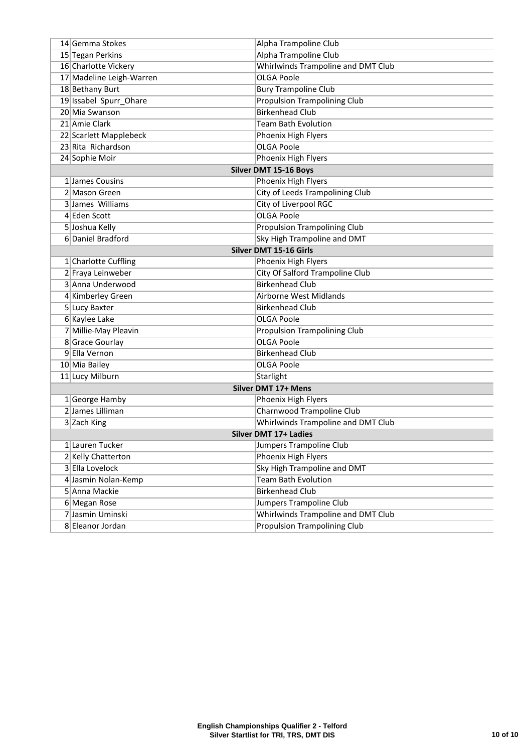| | | |
|---|---|---|
| 14 | Gemma Stokes | Alpha Trampoline Club |
| 15 | Tegan Perkins | Alpha Trampoline Club |
| 16 | Charlotte Vickery | Whirlwinds Trampoline and DMT Club |
| 17 | Madeline Leigh-Warren | OLGA Poole |
| 18 | Bethany Burt | Bury Trampoline Club |
| 19 | Issabel Spurr_Ohare | Propulsion Trampolining Club |
| 20 | Mia Swanson | Birkenhead Club |
| 21 | Amie Clark | Team Bath Evolution |
| 22 | Scarlett Mapplebeck | Phoenix High Flyers |
| 23 | Rita Richardson | OLGA Poole |
| 24 | Sophie Moir | Phoenix High Flyers |
| **Silver DMT 15-16 Boys** | | |
| 1 | James Cousins | Phoenix High Flyers |
| 2 | Mason Green | City of Leeds Trampolining Club |
| 3 | James Williams | City of Liverpool RGC |
| 4 | Eden Scott | OLGA Poole |
| 5 | Joshua Kelly | Propulsion Trampolining Club |
| 6 | Daniel Bradford | Sky High Trampoline and DMT |
| **Silver DMT 15-16 Girls** | | |
| 1 | Charlotte Cuffling | Phoenix High Flyers |
| 2 | Fraya Leinweber | City Of Salford Trampoline Club |
| 3 | Anna Underwood | Birkenhead Club |
| 4 | Kimberley Green | Airborne West Midlands |
| 5 | Lucy Baxter | Birkenhead Club |
| 6 | Kaylee Lake | OLGA Poole |
| 7 | Millie-May Pleavin | Propulsion Trampolining Club |
| 8 | Grace Gourlay | OLGA Poole |
| 9 | Ella Vernon | Birkenhead Club |
| 10 | Mia Bailey | OLGA Poole |
| 11 | Lucy Milburn | Starlight |
| **Silver DMT 17+ Mens** | | |
| 1 | George Hamby | Phoenix High Flyers |
| 2 | James Lilliman | Charnwood Trampoline Club |
| 3 | Zach King | Whirlwinds Trampoline and DMT Club |
| **Silver DMT 17+ Ladies** | | |
| 1 | Lauren Tucker | Jumpers Trampoline Club |
| 2 | Kelly Chatterton | Phoenix High Flyers |
| 3 | Ella Lovelock | Sky High Trampoline and DMT |
| 4 | Jasmin Nolan-Kemp | Team Bath Evolution |
| 5 | Anna Mackie | Birkenhead Club |
| 6 | Megan Rose | Jumpers Trampoline Club |
| 7 | Jasmin Uminski | Whirlwinds Trampoline and DMT Club |
| 8 | Eleanor Jordan | Propulsion Trampolining Club |